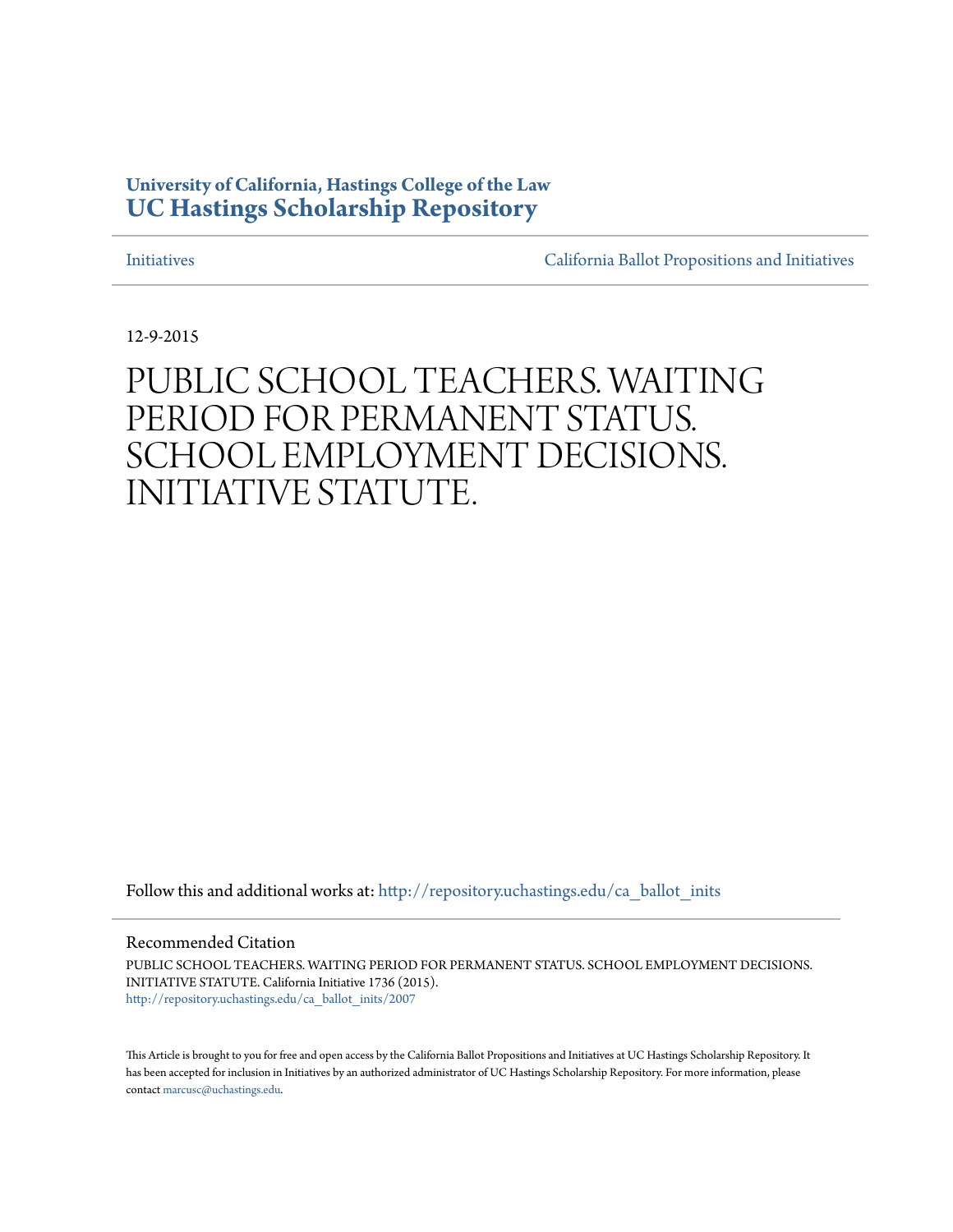**University of California, Hastings College of the Law**
**UC Hastings Scholarship Repository**

Initiatives | California Ballot Propositions and Initiatives

12-9-2015

# PUBLIC SCHOOL TEACHERS. WAITING PERIOD FOR PERMANENT STATUS. SCHOOL EMPLOYMENT DECISIONS. INITIATIVE STATUTE.

Follow this and additional works at: http://repository.uchastings.edu/ca_ballot_inits

## Recommended Citation

PUBLIC SCHOOL TEACHERS. WAITING PERIOD FOR PERMANENT STATUS. SCHOOL EMPLOYMENT DECISIONS. INITIATIVE STATUTE. California Initiative 1736 (2015).
http://repository.uchastings.edu/ca_ballot_inits/2007

This Article is brought to you for free and open access by the California Ballot Propositions and Initiatives at UC Hastings Scholarship Repository. It has been accepted for inclusion in Initiatives by an authorized administrator of UC Hastings Scholarship Repository. For more information, please contact marcusc@uchastings.edu.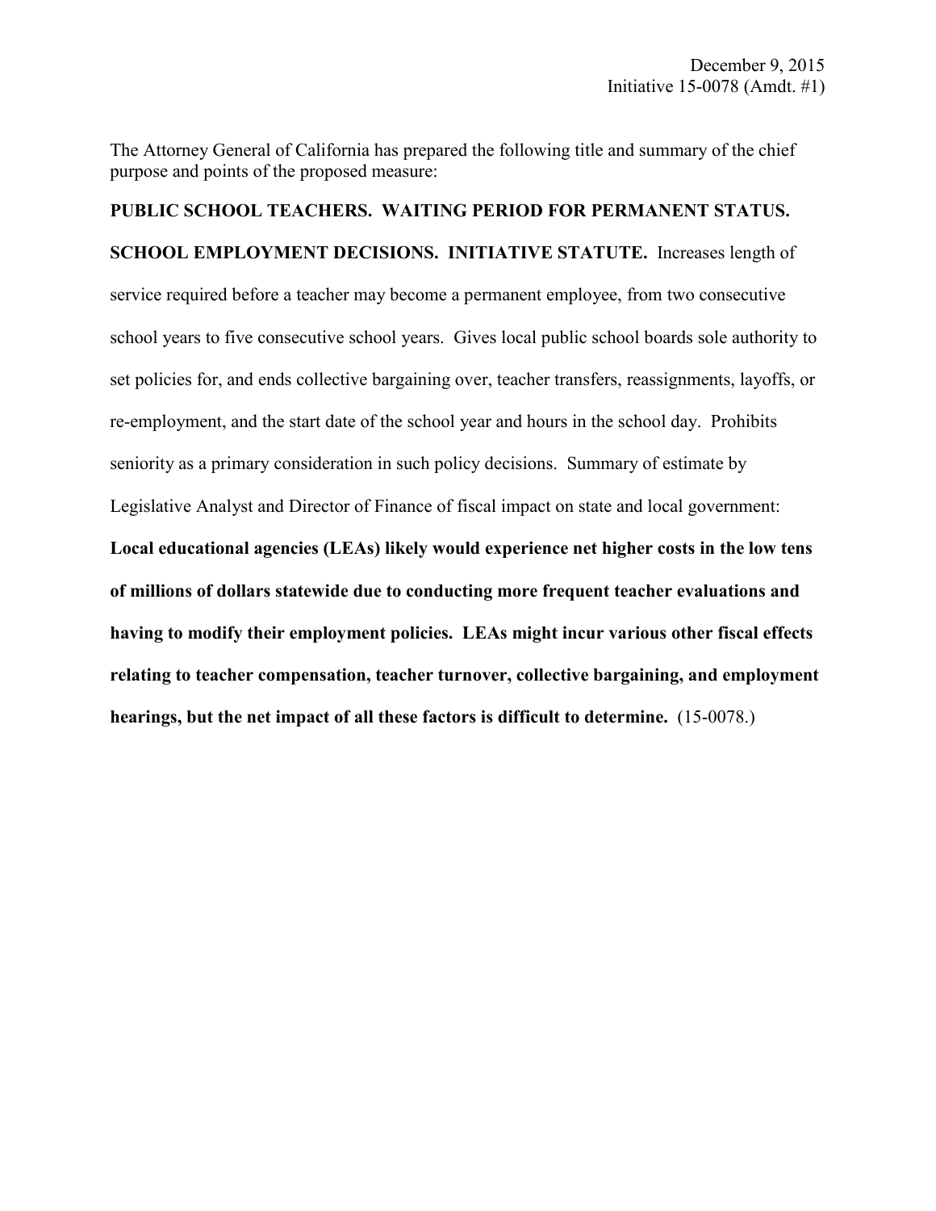December 9, 2015
Initiative 15-0078 (Amdt. #1)

The Attorney General of California has prepared the following title and summary of the chief purpose and points of the proposed measure:

**PUBLIC SCHOOL TEACHERS. WAITING PERIOD FOR PERMANENT STATUS. SCHOOL EMPLOYMENT DECISIONS. INITIATIVE STATUTE.** Increases length of service required before a teacher may become a permanent employee, from two consecutive school years to five consecutive school years. Gives local public school boards sole authority to set policies for, and ends collective bargaining over, teacher transfers, reassignments, layoffs, or re-employment, and the start date of the school year and hours in the school day. Prohibits seniority as a primary consideration in such policy decisions. Summary of estimate by Legislative Analyst and Director of Finance of fiscal impact on state and local government: **Local educational agencies (LEAs) likely would experience net higher costs in the low tens of millions of dollars statewide due to conducting more frequent teacher evaluations and having to modify their employment policies. LEAs might incur various other fiscal effects relating to teacher compensation, teacher turnover, collective bargaining, and employment hearings, but the net impact of all these factors is difficult to determine.** (15-0078.)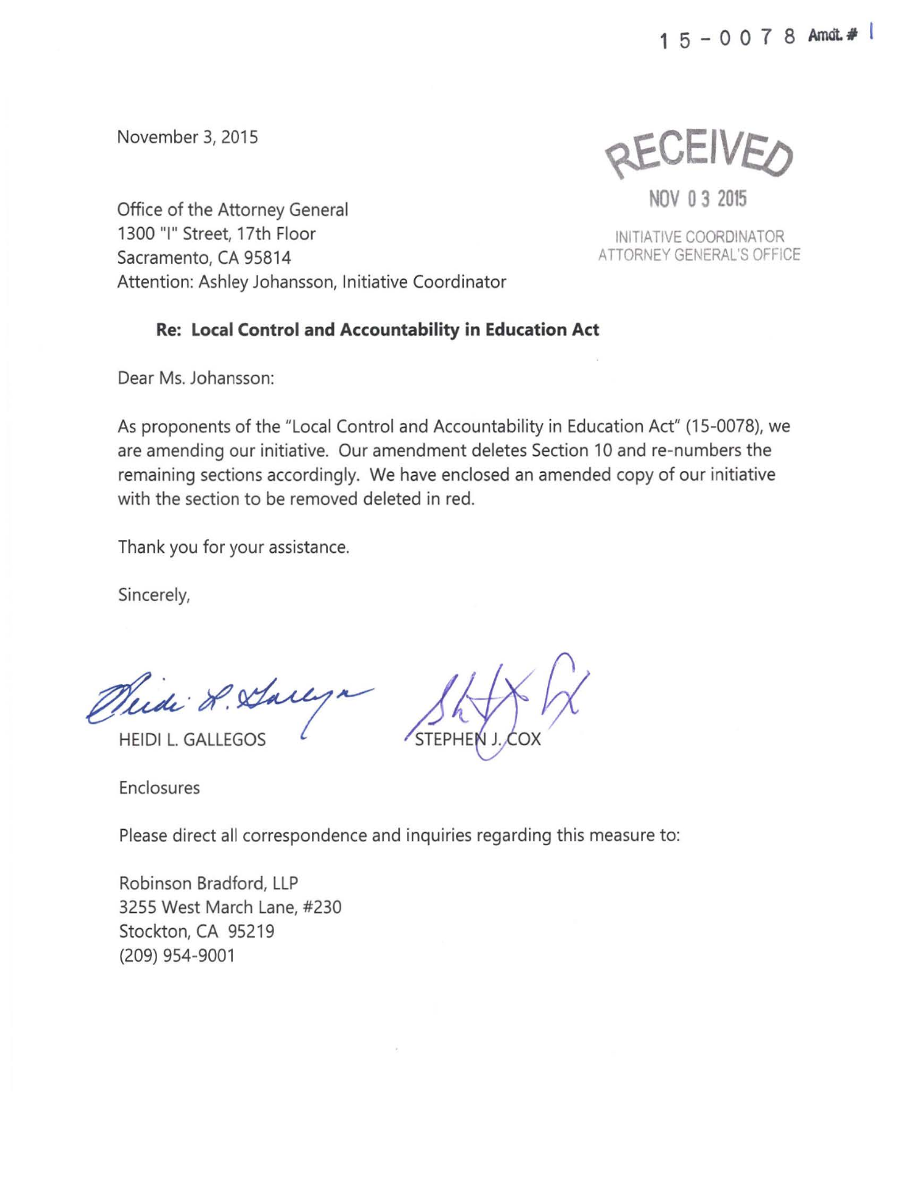15-0078 Amdt. # 1

November 3, 2015

RECEIVED

NOV 03 2015

INITIATIVE COORDINATOR
ATTORNEY GENERAL'S OFFICE

Office of the Attorney General
1300 "I" Street, 17th Floor
Sacramento, CA 95814
Attention: Ashley Johansson, Initiative Coordinator

**Re: Local Control and Accountability in Education Act**

Dear Ms. Johansson:

As proponents of the "Local Control and Accountability in Education Act" (15-0078), we are amending our initiative. Our amendment deletes Section 10 and re-numbers the remaining sections accordingly. We have enclosed an amended copy of our initiative with the section to be removed deleted in red.

Thank you for your assistance.

Sincerely,

HEIDI L. GALLEGOS

STEPHEN J. COX

Enclosures

Please direct all correspondence and inquiries regarding this measure to:

Robinson Bradford, LLP
3255 West March Lane, #230
Stockton, CA 95219
(209) 954-9001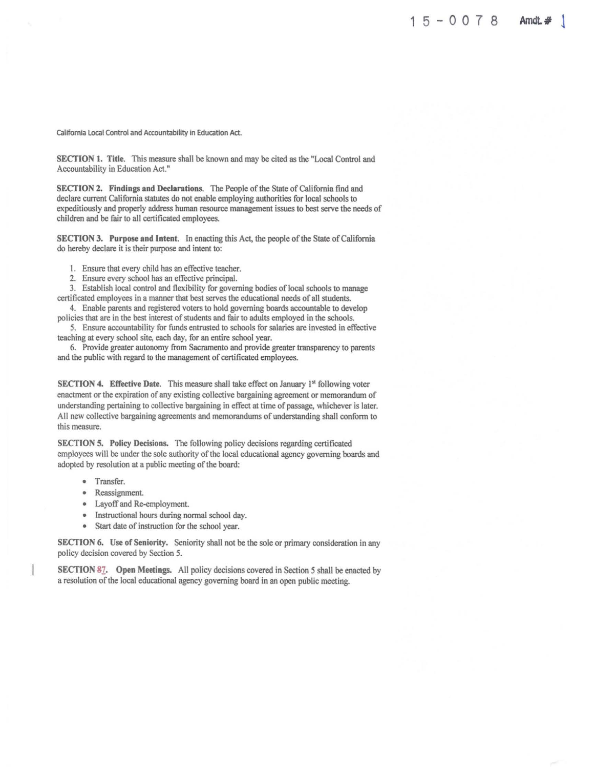15-0078 Amdt. # 1

California Local Control and Accountability in Education Act.

**SECTION 1. Title.** This measure shall be known and may be cited as the "Local Control and Accountability in Education Act."

**SECTION 2. Findings and Declarations.** The People of the State of California find and declare current California statutes do not enable employing authorities for local schools to expeditiously and properly address human resource management issues to best serve the needs of children and be fair to all certificated employees.

**SECTION 3. Purpose and Intent.** In enacting this Act, the people of the State of California do hereby declare it is their purpose and intent to:

1. Ensure that every child has an effective teacher.
2. Ensure every school has an effective principal.
3. Establish local control and flexibility for governing bodies of local schools to manage certificated employees in a manner that best serves the educational needs of all students.
4. Enable parents and registered voters to hold governing boards accountable to develop policies that are in the best interest of students and fair to adults employed in the schools.
5. Ensure accountability for funds entrusted to schools for salaries are invested in effective teaching at every school site, each day, for an entire school year.
6. Provide greater autonomy from Sacramento and provide greater transparency to parents and the public with regard to the management of certificated employees.

**SECTION 4. Effective Date.** This measure shall take effect on January 1st following voter enactment or the expiration of any existing collective bargaining agreement or memorandum of understanding pertaining to collective bargaining in effect at time of passage, whichever is later. All new collective bargaining agreements and memorandums of understanding shall conform to this measure.

**SECTION 5. Policy Decisions.** The following policy decisions regarding certificated employees will be under the sole authority of the local educational agency governing boards and adopted by resolution at a public meeting of the board:

- Transfer.
- Reassignment.
- Layoff and Re-employment.
- Instructional hours during normal school day.
- Start date of instruction for the school year.

**SECTION 6. Use of Seniority.** Seniority shall not be the sole or primary consideration in any policy decision covered by Section 5.

**SECTION ~~8~~7. Open Meetings.** All policy decisions covered in Section 5 shall be enacted by a resolution of the local educational agency governing board in an open public meeting.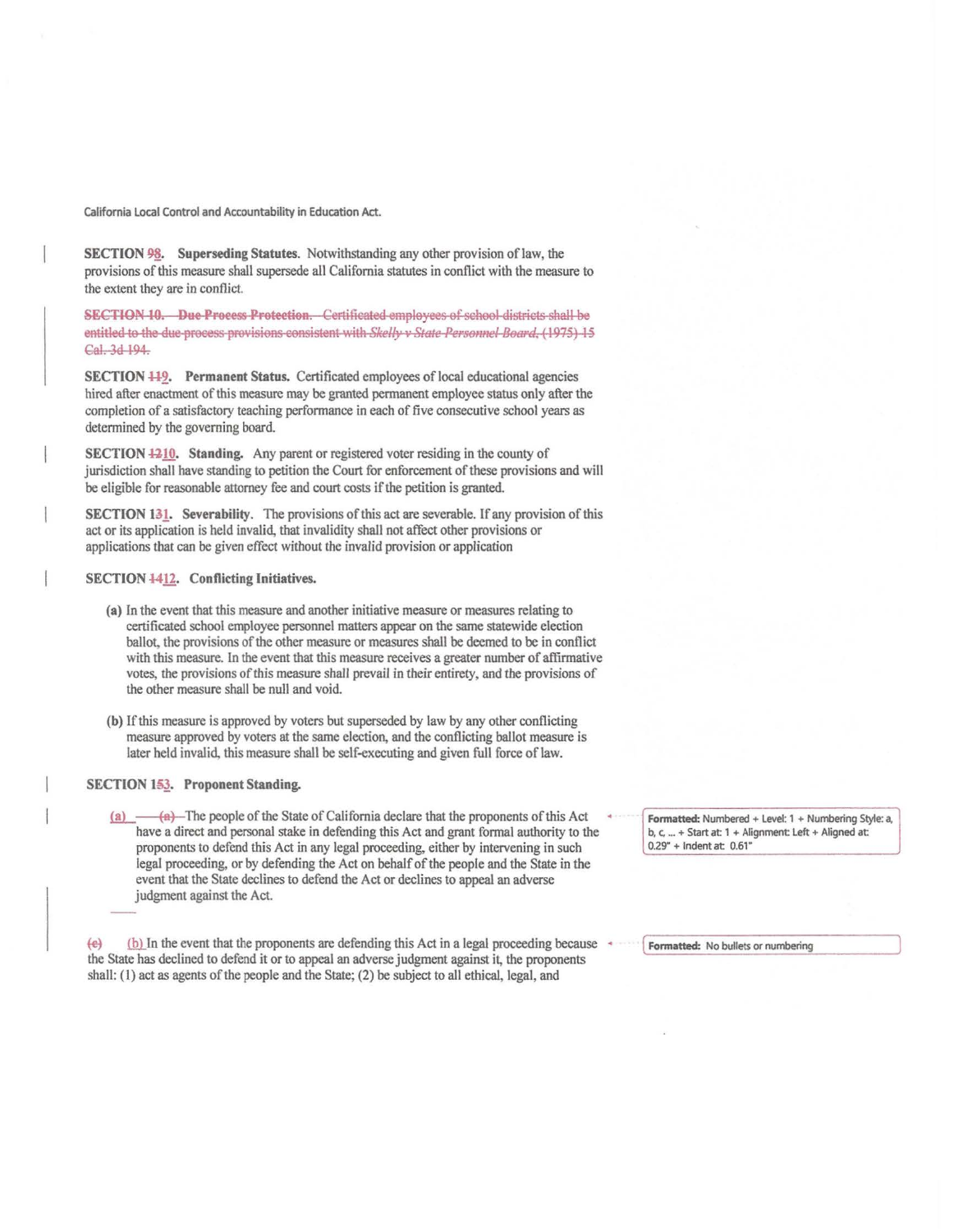California Local Control and Accountability in Education Act.

**SECTION ~~9~~8. Superseding Statutes.** Notwithstanding any other provision of law, the provisions of this measure shall supersede all California statutes in conflict with the measure to the extent they are in conflict.

~~**SECTION 10. Due Process Protection.** Certificated employees of school districts shall be entitled to the due process provisions consistent with *Skelly v State Personnel Board*, (1975) 15 Cal. 3d 194.~~

**SECTION ~~11~~9. Permanent Status.** Certificated employees of local educational agencies hired after enactment of this measure may be granted permanent employee status only after the completion of a satisfactory teaching performance in each of five consecutive school years as determined by the governing board.

**SECTION ~~12~~10. Standing.** Any parent or registered voter residing in the county of jurisdiction shall have standing to petition the Court for enforcement of these provisions and will be eligible for reasonable attorney fee and court costs if the petition is granted.

**SECTION 1~~3~~1. Severability.** The provisions of this act are severable. If any provision of this act or its application is held invalid, that invalidity shall not affect other provisions or applications that can be given effect without the invalid provision or application

**SECTION ~~14~~12. Conflicting Initiatives.**

**(a)** In the event that this measure and another initiative measure or measures relating to certificated school employee personnel matters appear on the same statewide election ballot, the provisions of the other measure or measures shall be deemed to be in conflict with this measure. In the event that this measure receives a greater number of affirmative votes, the provisions of this measure shall prevail in their entirety, and the provisions of the other measure shall be null and void.

**(b)** If this measure is approved by voters but superseded by law by any other conflicting measure approved by voters at the same election, and the conflicting ballot measure is later held invalid, this measure shall be self-executing and given full force of law.

**SECTION 1~~5~~3. Proponent Standing.**

(a) ~~(a)~~ The people of the State of California declare that the proponents of this Act have a direct and personal stake in defending this Act and grant formal authority to the proponents to defend this Act in any legal proceeding, either by intervening in such legal proceeding, or by defending the Act on behalf of the people and the State in the event that the State declines to defend the Act or declines to appeal an adverse judgment against the Act.

Formatted: Numbered + Level: 1 + Numbering Style: a, b, c, … + Start at: 1 + Alignment: Left + Aligned at: 0.29" + Indent at: 0.61"

~~(c)~~ (b) In the event that the proponents are defending this Act in a legal proceeding because the State has declined to defend it or to appeal an adverse judgment against it, the proponents shall: (1) act as agents of the people and the State; (2) be subject to all ethical, legal, and

Formatted: No bullets or numbering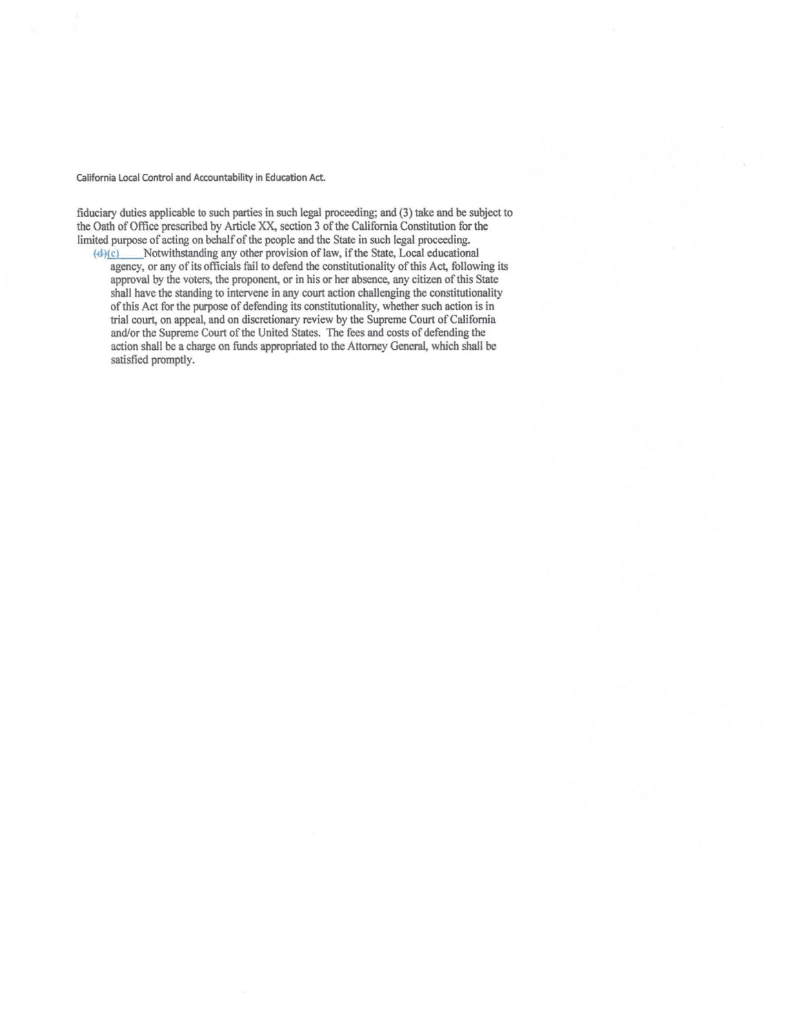fiduciary duties applicable to such parties in such legal proceeding; and (3) take and be subject to the Oath of Office prescribed by Article XX, section 3 of the California Constitution for the limited purpose of acting on behalf of the people and the State in such legal proceeding.

~~(d)~~(c) Notwithstanding any other provision of law, if the State, Local educational agency, or any of its officials fail to defend the constitutionality of this Act, following its approval by the voters, the proponent, or in his or her absence, any citizen of this State shall have the standing to intervene in any court action challenging the constitutionality of this Act for the purpose of defending its constitutionality, whether such action is in trial court, on appeal, and on discretionary review by the Supreme Court of California and/or the Supreme Court of the United States. The fees and costs of defending the action shall be a charge on funds appropriated to the Attorney General, which shall be satisfied promptly.